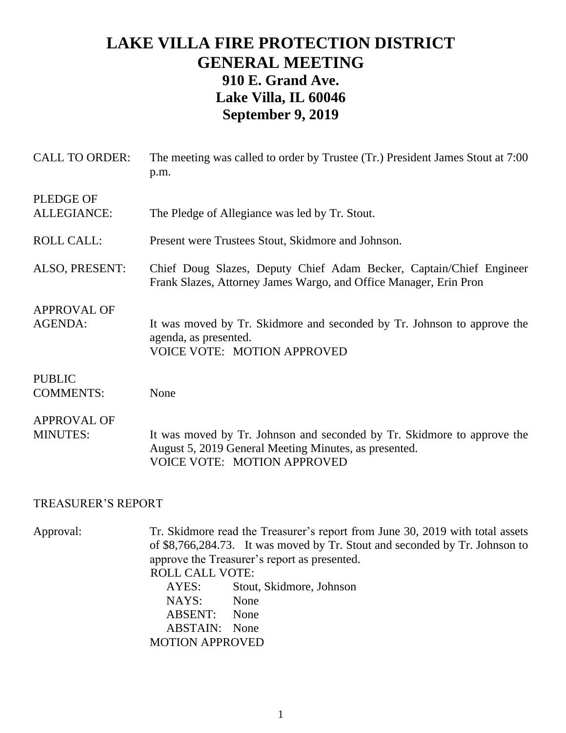# LAKE VILLA FIRE PROTECTION DISTRICT
# GENERAL MEETING
## 910 E. Grand Ave.
## Lake Villa, IL 60046
## September 9, 2019

**CALL TO ORDER:** The meeting was called to order by Trustee (Tr.) President James Stout at 7:00 p.m.

**PLEDGE OF ALLEGIANCE:** The Pledge of Allegiance was led by Tr. Stout.

**ROLL CALL:** Present were Trustees Stout, Skidmore and Johnson.

**ALSO, PRESENT:** Chief Doug Slazes, Deputy Chief Adam Becker, Captain/Chief Engineer Frank Slazes, Attorney James Wargo, and Office Manager, Erin Pron

**APPROVAL OF AGENDA:** It was moved by Tr. Skidmore and seconded by Tr. Johnson to approve the agenda, as presented.
VOICE VOTE: MOTION APPROVED

**PUBLIC COMMENTS:** None

**APPROVAL OF MINUTES:** It was moved by Tr. Johnson and seconded by Tr. Skidmore to approve the August 5, 2019 General Meeting Minutes, as presented.
VOICE VOTE: MOTION APPROVED

## TREASURER'S REPORT

**Approval:** Tr. Skidmore read the Treasurer's report from June 30, 2019 with total assets of $8,766,284.73. It was moved by Tr. Stout and seconded by Tr. Johnson to approve the Treasurer's report as presented.

ROLL CALL VOTE:

- AYES: Stout, Skidmore, Johnson
- NAYS: None
- ABSENT: None
- ABSTAIN: None

MOTION APPROVED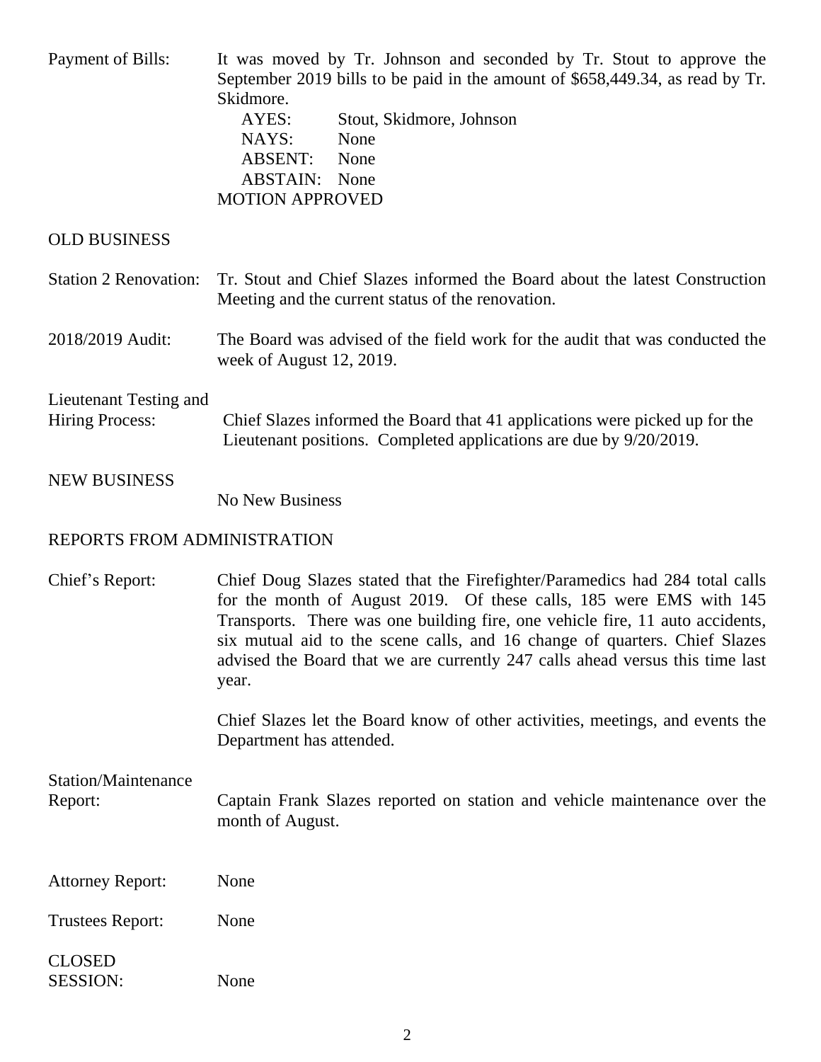Payment of Bills: It was moved by Tr. Johnson and seconded by Tr. Stout to approve the September 2019 bills to be paid in the amount of $658,449.34, as read by Tr. Skidmore.

AYES: Stout, Skidmore, Johnson
NAYS: None
ABSENT: None
ABSTAIN: None
MOTION APPROVED

OLD BUSINESS

Station 2 Renovation: Tr. Stout and Chief Slazes informed the Board about the latest Construction Meeting and the current status of the renovation.

2018/2019 Audit: The Board was advised of the field work for the audit that was conducted the week of August 12, 2019.

Lieutenant Testing and Hiring Process: Chief Slazes informed the Board that 41 applications were picked up for the Lieutenant positions. Completed applications are due by 9/20/2019.

NEW BUSINESS

No New Business

REPORTS FROM ADMINISTRATION

Chief's Report: Chief Doug Slazes stated that the Firefighter/Paramedics had 284 total calls for the month of August 2019. Of these calls, 185 were EMS with 145 Transports. There was one building fire, one vehicle fire, 11 auto accidents, six mutual aid to the scene calls, and 16 change of quarters. Chief Slazes advised the Board that we are currently 247 calls ahead versus this time last year.

Chief Slazes let the Board know of other activities, meetings, and events the Department has attended.

Station/Maintenance Report: Captain Frank Slazes reported on station and vehicle maintenance over the month of August.

Attorney Report: None

Trustees Report: None

CLOSED SESSION: None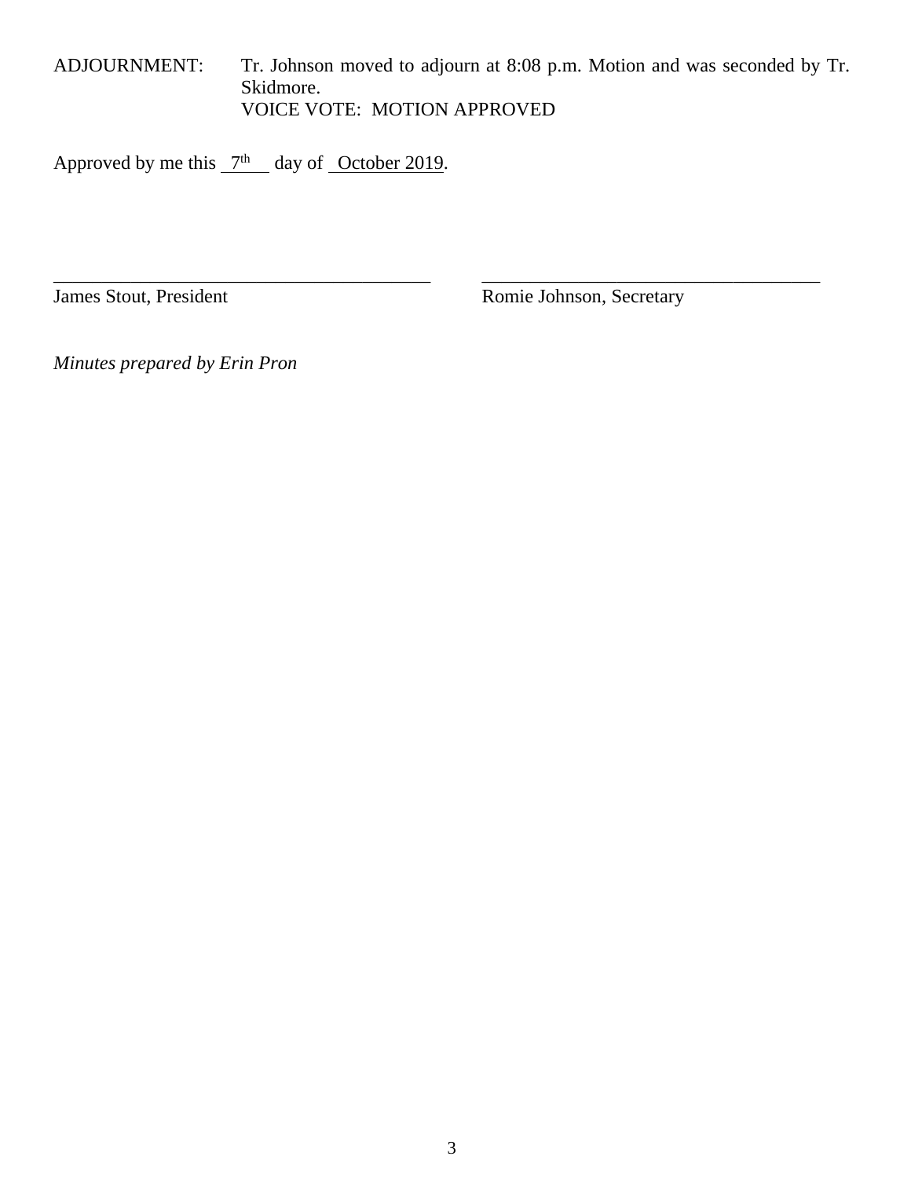ADJOURNMENT: Tr. Johnson moved to adjourn at 8:08 p.m. Motion and was seconded by Tr. Skidmore.
VOICE VOTE: MOTION APPROVED

Approved by me this 7th day of October 2019.

\_\_\_\_\_\_\_\_\_\_\_\_\_\_\_\_\_\_\_\_\_\_\_\_\_\_\_\_\_\_\_\_\_\_\_\_\_\_\_\_
James Stout, President

\_\_\_\_\_\_\_\_\_\_\_\_\_\_\_\_\_\_\_\_\_\_\_\_\_\_\_\_\_\_\_\_\_\_\_\_\_\_\_\_
Romie Johnson, Secretary

*Minutes prepared by Erin Pron*